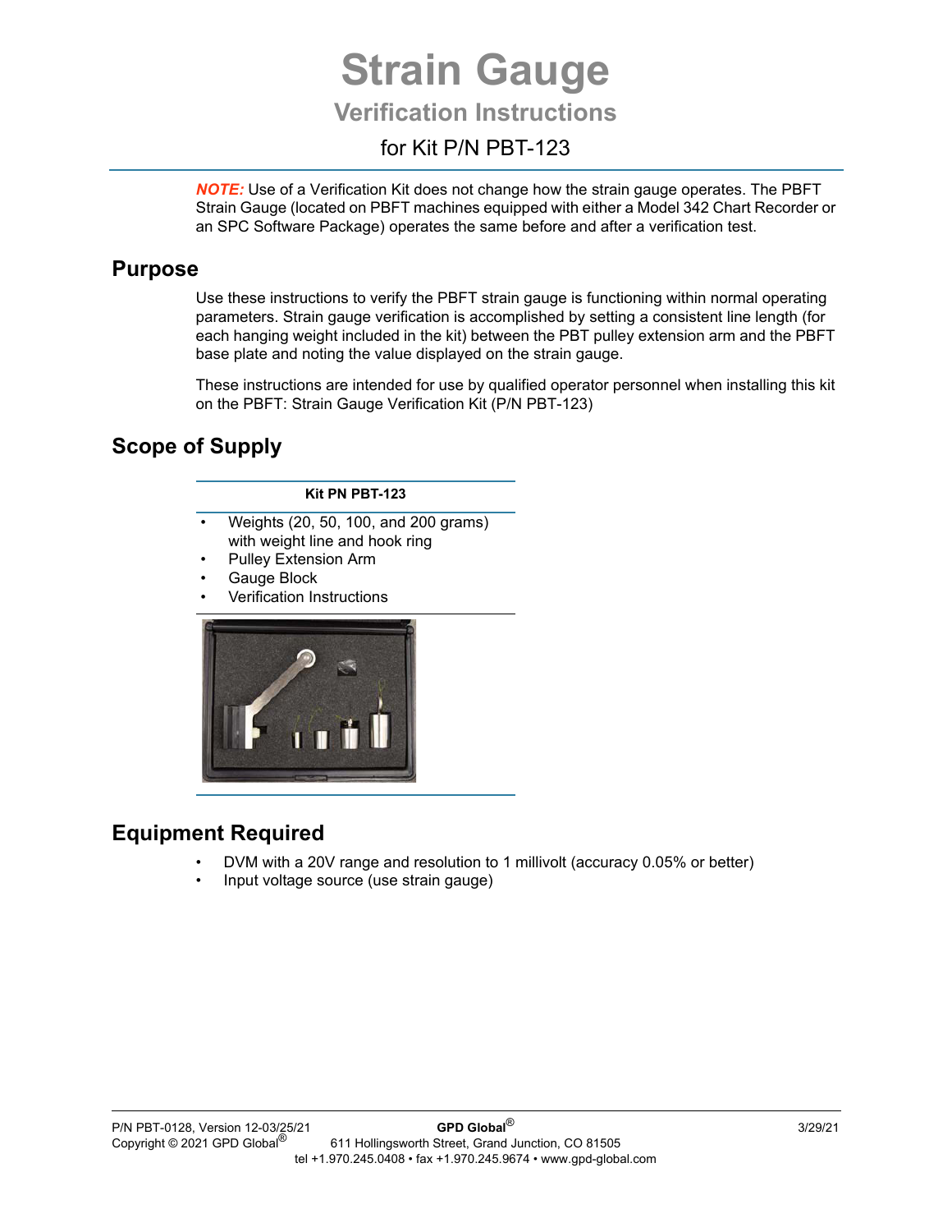# Strain Gauge

## Verification Instructions

### for Kit P/N PBT-123

***NOTE:*** Use of a Verification Kit does not change how the strain gauge operates. The PBFT Strain Gauge (located on PBFT machines equipped with either a Model 342 Chart Recorder or an SPC Software Package) operates the same before and after a verification test.

## Purpose

Use these instructions to verify the PBFT strain gauge is functioning within normal operating parameters. Strain gauge verification is accomplished by setting a consistent line length (for each hanging weight included in the kit) between the PBT pulley extension arm and the PBFT base plate and noting the value displayed on the strain gauge.

These instructions are intended for use by qualified operator personnel when installing this kit on the PBFT: Strain Gauge Verification Kit (P/N PBT-123)

## Scope of Supply

| Kit PN PBT-123 |
| --- |
| • Weights (20, 50, 100, and 200 grams) with weight line and hook ring<br>• Pulley Extension Arm<br>• Gauge Block<br>• Verification Instructions |

## Equipment Required

- DVM with a 20V range and resolution to 1 millivolt (accuracy 0.05% or better)
- Input voltage source (use strain gauge)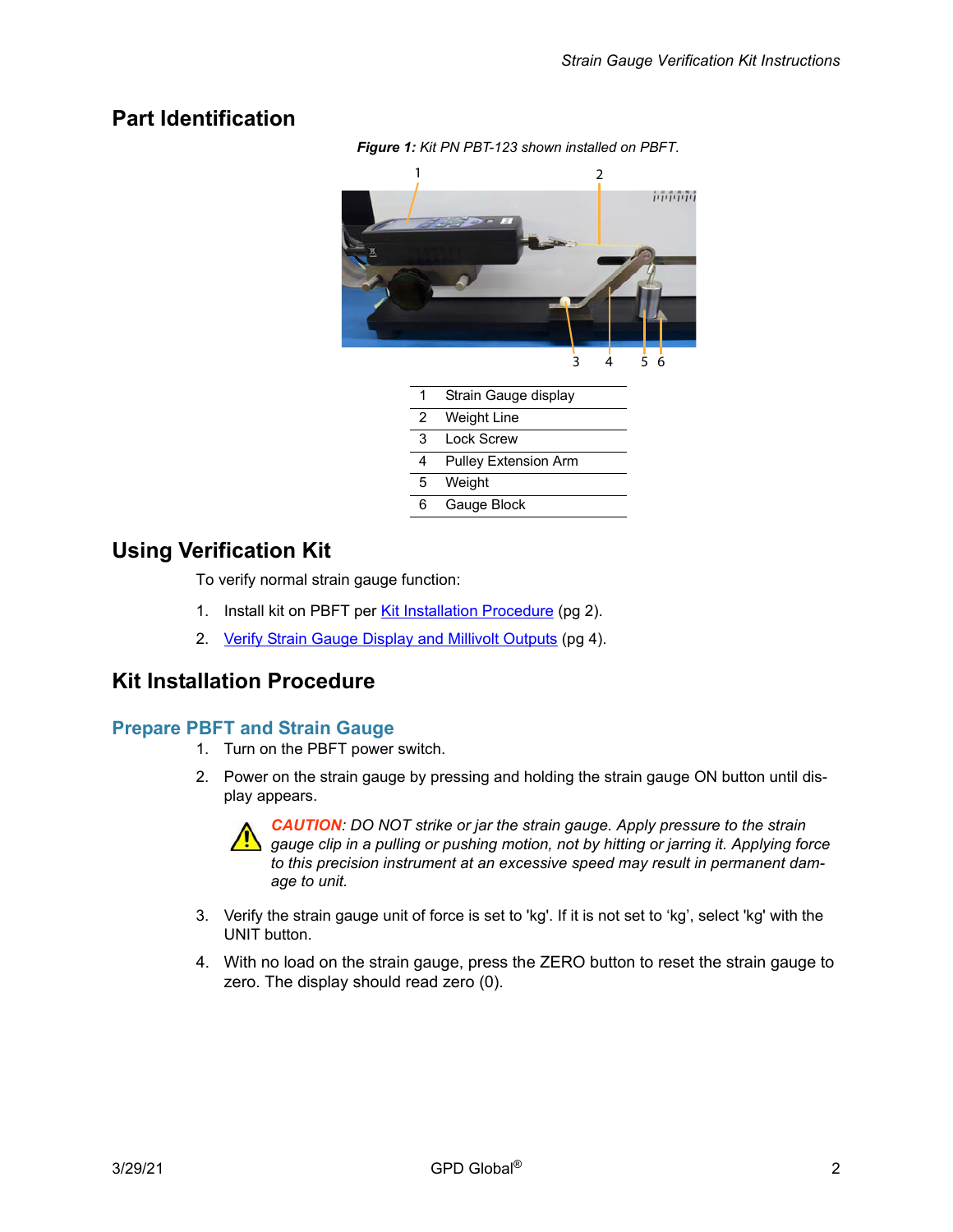## Part Identification

***Figure 1:*** *Kit PN PBT-123 shown installed on PBFT.*

| | |
|---|---|
| 1 | Strain Gauge display |
| 2 | Weight Line |
| 3 | Lock Screw |
| 4 | Pulley Extension Arm |
| 5 | Weight |
| 6 | Gauge Block |

## Using Verification Kit

To verify normal strain gauge function:

1. Install kit on PBFT per Kit Installation Procedure (pg 2).
2. Verify Strain Gauge Display and Millivolt Outputs (pg 4).

## Kit Installation Procedure

### Prepare PBFT and Strain Gauge

1. Turn on the PBFT power switch.
2. Power on the strain gauge by pressing and holding the strain gauge ON button until display appears.

   ***CAUTION****: DO NOT strike or jar the strain gauge. Apply pressure to the strain gauge clip in a pulling or pushing motion, not by hitting or jarring it. Applying force to this precision instrument at an excessive speed may result in permanent damage to unit.*

3. Verify the strain gauge unit of force is set to 'kg'. If it is not set to 'kg', select 'kg' with the UNIT button.
4. With no load on the strain gauge, press the ZERO button to reset the strain gauge to zero. The display should read zero (0).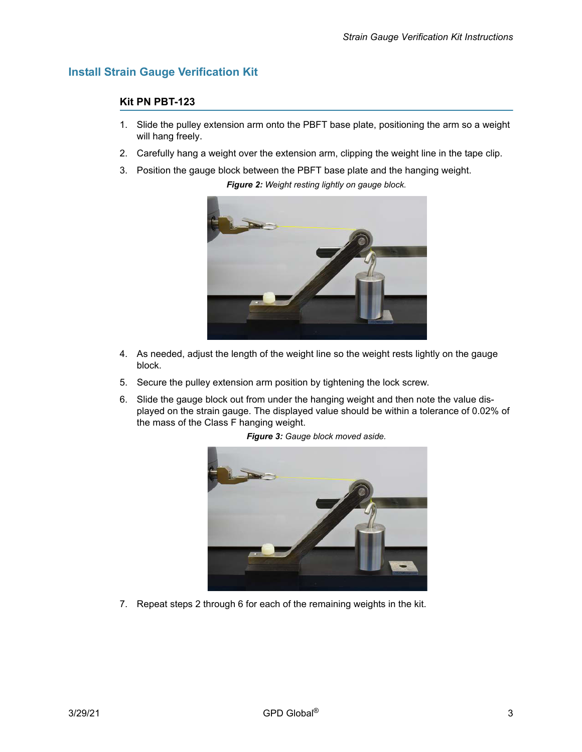## Install Strain Gauge Verification Kit

### Kit PN PBT-123

1. Slide the pulley extension arm onto the PBFT base plate, positioning the arm so a weight will hang freely.
2. Carefully hang a weight over the extension arm, clipping the weight line in the tape clip.
3. Position the gauge block between the PBFT base plate and the hanging weight.

***Figure 2:*** *Weight resting lightly on gauge block.*

4. As needed, adjust the length of the weight line so the weight rests lightly on the gauge block.
5. Secure the pulley extension arm position by tightening the lock screw.
6. Slide the gauge block out from under the hanging weight and then note the value displayed on the strain gauge. The displayed value should be within a tolerance of 0.02% of the mass of the Class F hanging weight.

***Figure 3:*** *Gauge block moved aside.*

7. Repeat steps 2 through 6 for each of the remaining weights in the kit.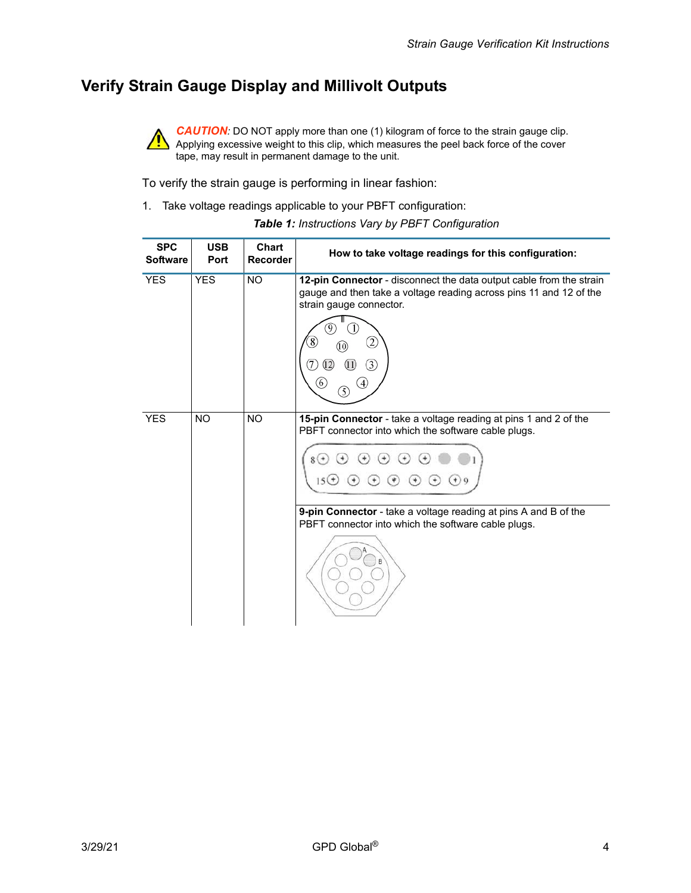## Verify Strain Gauge Display and Millivolt Outputs

> **CAUTION**: DO NOT apply more than one (1) kilogram of force to the strain gauge clip. Applying excessive weight to this clip, which measures the peel back force of the cover tape, may result in permanent damage to the unit.

To verify the strain gauge is performing in linear fashion:

1. Take voltage readings applicable to your PBFT configuration:

***Table 1:*** *Instructions Vary by PBFT Configuration*

| SPC Software | USB Port | Chart Recorder | How to take voltage readings for this configuration: |
|---|---|---|---|
| YES | YES | NO | **12-pin Connector** - disconnect the data output cable from the strain gauge and then take a voltage reading across pins 11 and 12 of the strain gauge connector. |
| YES | NO | NO | **15-pin Connector** - take a voltage reading at pins 1 and 2 of the PBFT connector into which the software cable plugs. |
| | | | **9-pin Connector** - take a voltage reading at pins A and B of the PBFT connector into which the software cable plugs. |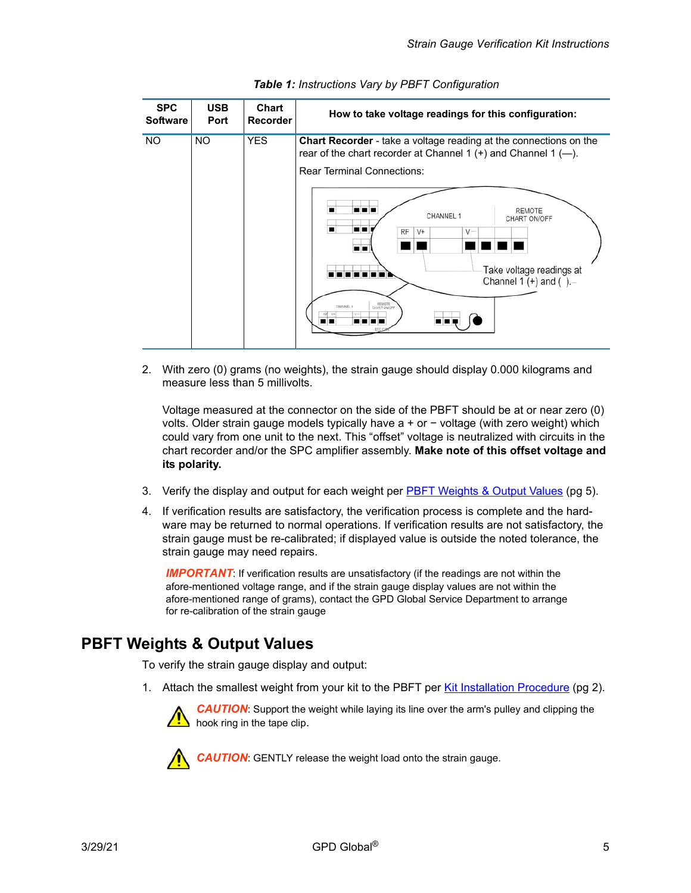***Table 1:*** *Instructions Vary by PBFT Configuration*

| SPC Software | USB Port | Chart Recorder | How to take voltage readings for this configuration: |
|---|---|---|---|
| NO | NO | YES | **Chart Recorder** - take a voltage reading at the connections on the rear of the chart recorder at Channel 1 (+) and Channel 1 (—). Rear Terminal Connections: |

2. With zero (0) grams (no weights), the strain gauge should display 0.000 kilograms and measure less than 5 millivolts.

   Voltage measured at the connector on the side of the PBFT should be at or near zero (0) volts. Older strain gauge models typically have a + or − voltage (with zero weight) which could vary from one unit to the next. This “offset” voltage is neutralized with circuits in the chart recorder and/or the SPC amplifier assembly. **Make note of this offset voltage and its polarity.**

3. Verify the display and output for each weight per PBFT Weights & Output Values (pg 5).

4. If verification results are satisfactory, the verification process is complete and the hardware may be returned to normal operations. If verification results are not satisfactory, the strain gauge must be re-calibrated; if displayed value is outside the noted tolerance, the strain gauge may need repairs.

   ***IMPORTANT***: If verification results are unsatisfactory (if the readings are not within the afore-mentioned voltage range, and if the strain gauge display values are not within the afore-mentioned range of grams), contact the GPD Global Service Department to arrange for re-calibration of the strain gauge

## PBFT Weights & Output Values

To verify the strain gauge display and output:

1. Attach the smallest weight from your kit to the PBFT per Kit Installation Procedure (pg 2).

   ***CAUTION***: Support the weight while laying its line over the arm's pulley and clipping the hook ring in the tape clip.

   ***CAUTION***: GENTLY release the weight load onto the strain gauge.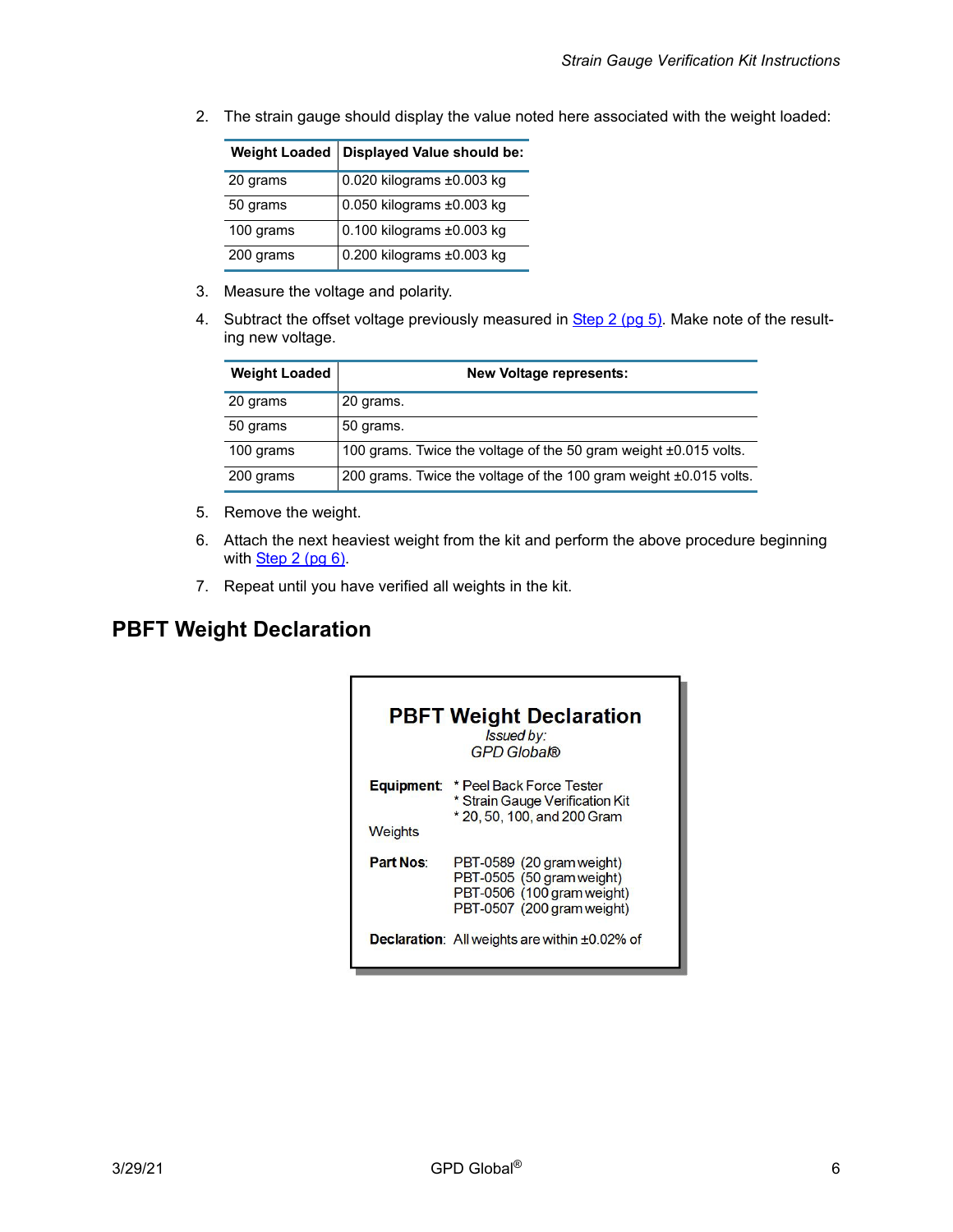2. The strain gauge should display the value noted here associated with the weight loaded:

| Weight Loaded | Displayed Value should be: |
|---|---|
| 20 grams | 0.020 kilograms ±0.003 kg |
| 50 grams | 0.050 kilograms ±0.003 kg |
| 100 grams | 0.100 kilograms ±0.003 kg |
| 200 grams | 0.200 kilograms ±0.003 kg |

3. Measure the voltage and polarity.
4. Subtract the offset voltage previously measured in Step 2 (pg 5). Make note of the resulting new voltage.

| Weight Loaded | New Voltage represents: |
|---|---|
| 20 grams | 20 grams. |
| 50 grams | 50 grams. |
| 100 grams | 100 grams. Twice the voltage of the 50 gram weight ±0.015 volts. |
| 200 grams | 200 grams. Twice the voltage of the 100 gram weight ±0.015 volts. |

5. Remove the weight.
6. Attach the next heaviest weight from the kit and perform the above procedure beginning with Step 2 (pg 6).
7. Repeat until you have verified all weights in the kit.

## PBFT Weight Declaration

**PBFT Weight Declaration**

*Issued by:*
*GPD Global®*

**Equipment**: * Peel Back Force Tester
* Strain Gauge Verification Kit
* 20, 50, 100, and 200 Gram Weights

**Part Nos**: PBT-0589 (20 gram weight)
PBT-0505 (50 gram weight)
PBT-0506 (100 gram weight)
PBT-0507 (200 gram weight)

**Declaration**: All weights are within ±0.02% of